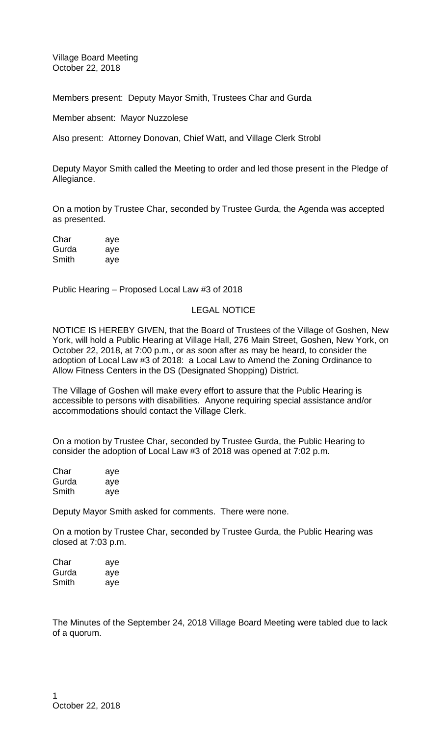Village Board Meeting
October 22, 2018

Members present: Deputy Mayor Smith, Trustees Char and Gurda

Member absent: Mayor Nuzzolese

Also present: Attorney Donovan, Chief Watt, and Village Clerk Strobl

Deputy Mayor Smith called the Meeting to order and led those present in the Pledge of Allegiance.

On a motion by Trustee Char, seconded by Trustee Gurda, the Agenda was accepted as presented.

| | |
|---|---|
| Char | aye |
| Gurda | aye |
| Smith | aye |

Public Hearing – Proposed Local Law #3 of 2018

LEGAL NOTICE

NOTICE IS HEREBY GIVEN, that the Board of Trustees of the Village of Goshen, New York, will hold a Public Hearing at Village Hall, 276 Main Street, Goshen, New York, on October 22, 2018, at 7:00 p.m., or as soon after as may be heard, to consider the adoption of Local Law #3 of 2018: a Local Law to Amend the Zoning Ordinance to Allow Fitness Centers in the DS (Designated Shopping) District.

The Village of Goshen will make every effort to assure that the Public Hearing is accessible to persons with disabilities. Anyone requiring special assistance and/or accommodations should contact the Village Clerk.

On a motion by Trustee Char, seconded by Trustee Gurda, the Public Hearing to consider the adoption of Local Law #3 of 2018 was opened at 7:02 p.m.

| | |
|---|---|
| Char | aye |
| Gurda | aye |
| Smith | aye |

Deputy Mayor Smith asked for comments. There were none.

On a motion by Trustee Char, seconded by Trustee Gurda, the Public Hearing was closed at 7:03 p.m.

| | |
|---|---|
| Char | aye |
| Gurda | aye |
| Smith | aye |

The Minutes of the September 24, 2018 Village Board Meeting were tabled due to lack of a quorum.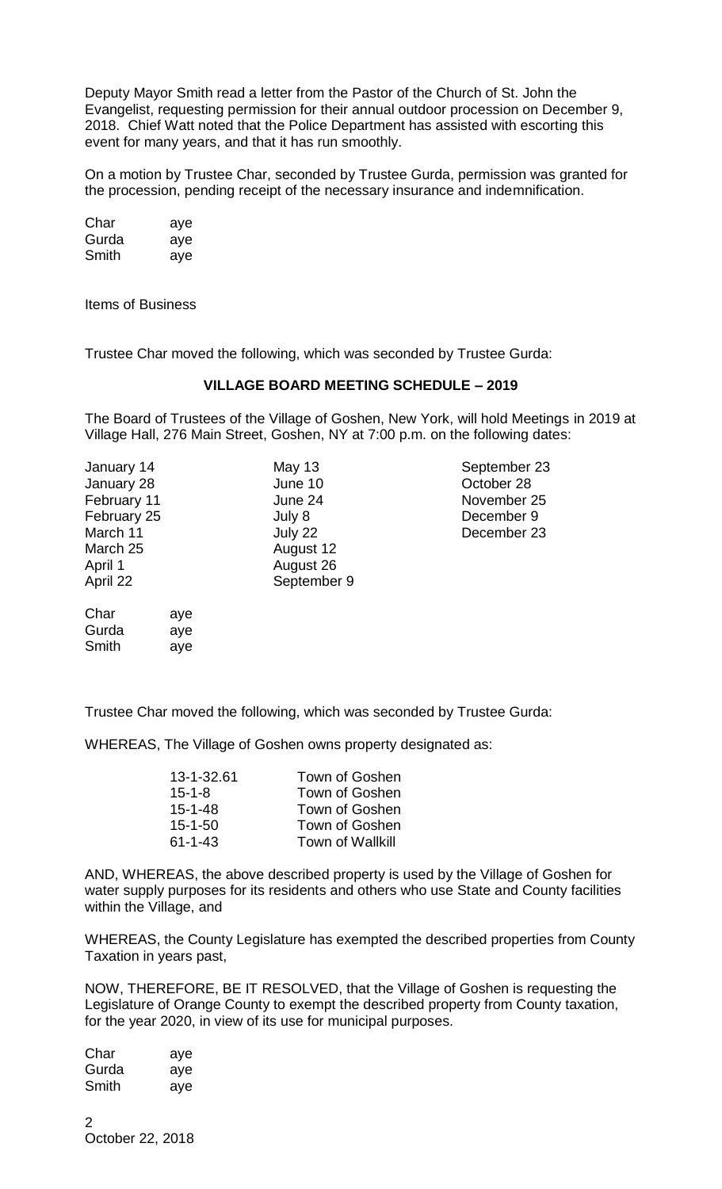Deputy Mayor Smith read a letter from the Pastor of the Church of St. John the Evangelist, requesting permission for their annual outdoor procession on December 9, 2018. Chief Watt noted that the Police Department has assisted with escorting this event for many years, and that it has run smoothly.

On a motion by Trustee Char, seconded by Trustee Gurda, permission was granted for the procession, pending receipt of the necessary insurance and indemnification.

| | |
|---|---|
| Char | aye |
| Gurda | aye |
| Smith | aye |

Items of Business

Trustee Char moved the following, which was seconded by Trustee Gurda:

**VILLAGE BOARD MEETING SCHEDULE – 2019**

The Board of Trustees of the Village of Goshen, New York, will hold Meetings in 2019 at Village Hall, 276 Main Street, Goshen, NY at 7:00 p.m. on the following dates:

| | | |
|---|---|---|
| January 14 | May 13 | September 23 |
| January 28 | June 10 | October 28 |
| February 11 | June 24 | November 25 |
| February 25 | July 8 | December 9 |
| March 11 | July 22 | December 23 |
| March 25 | August 12 | |
| April 1 | August 26 | |
| April 22 | September 9 | |

| | |
|---|---|
| Char | aye |
| Gurda | aye |
| Smith | aye |

Trustee Char moved the following, which was seconded by Trustee Gurda:

WHEREAS, The Village of Goshen owns property designated as:

| | |
|---|---|
| 13-1-32.61 | Town of Goshen |
| 15-1-8 | Town of Goshen |
| 15-1-48 | Town of Goshen |
| 15-1-50 | Town of Goshen |
| 61-1-43 | Town of Wallkill |

AND, WHEREAS, the above described property is used by the Village of Goshen for water supply purposes for its residents and others who use State and County facilities within the Village, and

WHEREAS, the County Legislature has exempted the described properties from County Taxation in years past,

NOW, THEREFORE, BE IT RESOLVED, that the Village of Goshen is requesting the Legislature of Orange County to exempt the described property from County taxation, for the year 2020, in view of its use for municipal purposes.

| | |
|---|---|
| Char | aye |
| Gurda | aye |
| Smith | aye |

October 22, 2018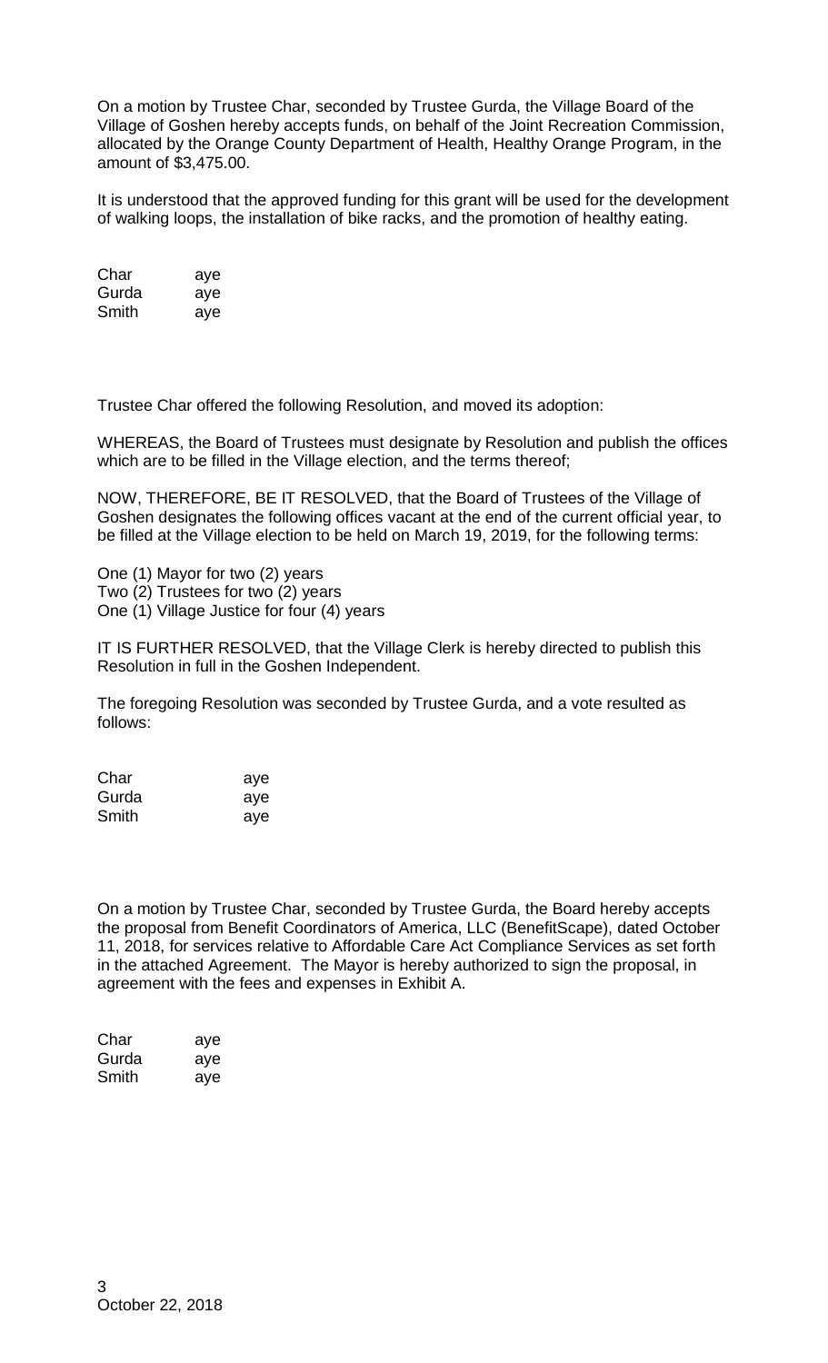On a motion by Trustee Char, seconded by Trustee Gurda, the Village Board of the Village of Goshen hereby accepts funds, on behalf of the Joint Recreation Commission, allocated by the Orange County Department of Health, Healthy Orange Program, in the amount of $3,475.00.

It is understood that the approved funding for this grant will be used for the development of walking loops, the installation of bike racks, and the promotion of healthy eating.

| | |
|---|---|
| Char | aye |
| Gurda | aye |
| Smith | aye |

Trustee Char offered the following Resolution, and moved its adoption:

WHEREAS, the Board of Trustees must designate by Resolution and publish the offices which are to be filled in the Village election, and the terms thereof;

NOW, THEREFORE, BE IT RESOLVED, that the Board of Trustees of the Village of Goshen designates the following offices vacant at the end of the current official year, to be filled at the Village election to be held on March 19, 2019, for the following terms:

One (1) Mayor for two (2) years
Two (2) Trustees for two (2) years
One (1) Village Justice for four (4) years

IT IS FURTHER RESOLVED, that the Village Clerk is hereby directed to publish this Resolution in full in the Goshen Independent.

The foregoing Resolution was seconded by Trustee Gurda, and a vote resulted as follows:

| | |
|---|---|
| Char | aye |
| Gurda | aye |
| Smith | aye |

On a motion by Trustee Char, seconded by Trustee Gurda, the Board hereby accepts the proposal from Benefit Coordinators of America, LLC (BenefitScape), dated October 11, 2018, for services relative to Affordable Care Act Compliance Services as set forth in the attached Agreement. The Mayor is hereby authorized to sign the proposal, in agreement with the fees and expenses in Exhibit A.

| | |
|---|---|
| Char | aye |
| Gurda | aye |
| Smith | aye |

October 22, 2018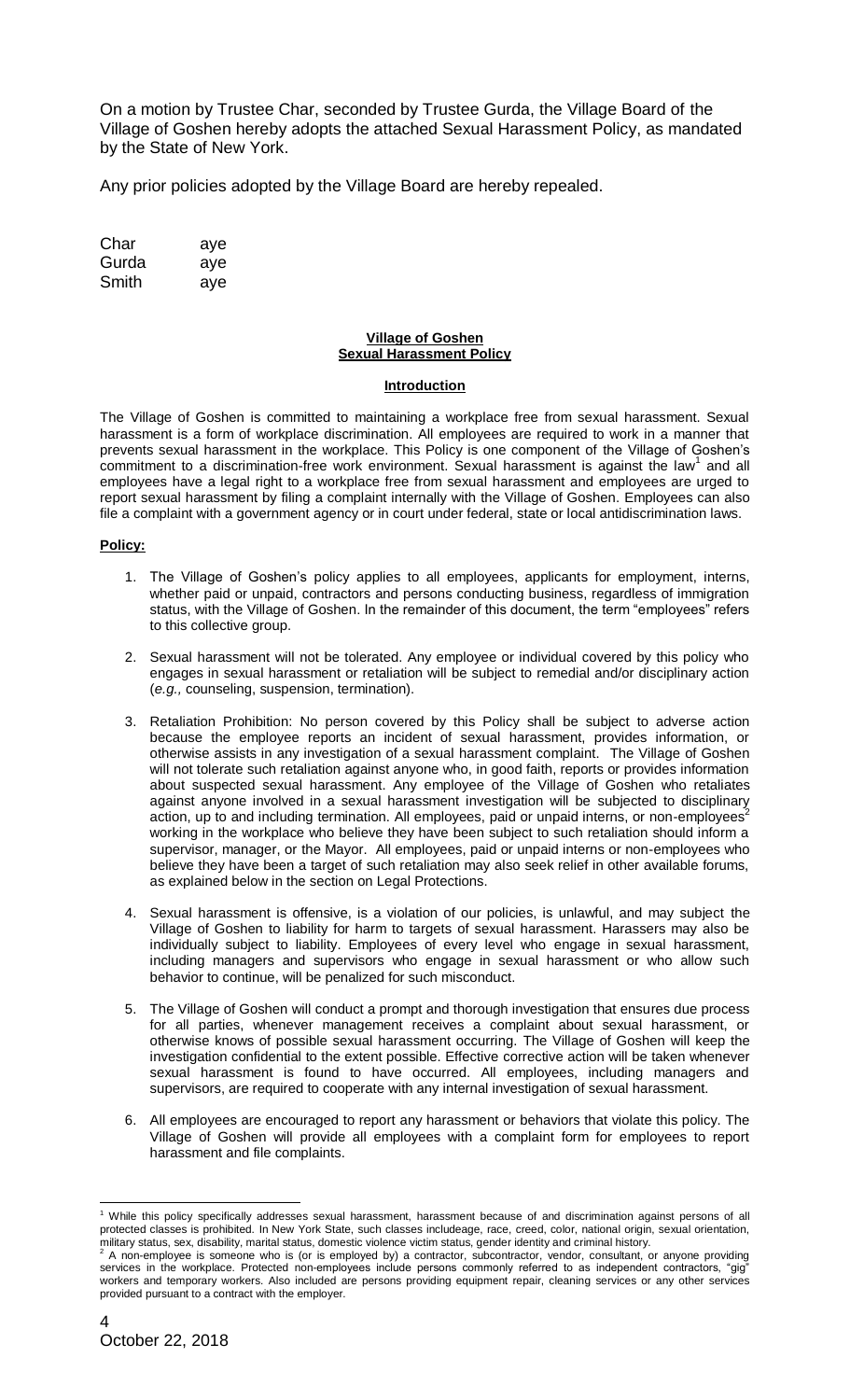On a motion by Trustee Char, seconded by Trustee Gurda, the Village Board of the Village of Goshen hereby adopts the attached Sexual Harassment Policy, as mandated by the State of New York.

Any prior policies adopted by the Village Board are hereby repealed.

| | |
|---|---|
| Char | aye |
| Gurda | aye |
| Smith | aye |

**Village of Goshen**
**Sexual Harassment Policy**

**Introduction**

The Village of Goshen is committed to maintaining a workplace free from sexual harassment. Sexual harassment is a form of workplace discrimination. All employees are required to work in a manner that prevents sexual harassment in the workplace. This Policy is one component of the Village of Goshen's commitment to a discrimination-free work environment. Sexual harassment is against the law[1] and all employees have a legal right to a workplace free from sexual harassment and employees are urged to report sexual harassment by filing a complaint internally with the Village of Goshen. Employees can also file a complaint with a government agency or in court under federal, state or local antidiscrimination laws.

**Policy:**

1. The Village of Goshen's policy applies to all employees, applicants for employment, interns, whether paid or unpaid, contractors and persons conducting business, regardless of immigration status, with the Village of Goshen. In the remainder of this document, the term "employees" refers to this collective group.

2. Sexual harassment will not be tolerated. Any employee or individual covered by this policy who engages in sexual harassment or retaliation will be subject to remedial and/or disciplinary action (*e.g.,* counseling, suspension, termination).

3. Retaliation Prohibition: No person covered by this Policy shall be subject to adverse action because the employee reports an incident of sexual harassment, provides information, or otherwise assists in any investigation of a sexual harassment complaint. The Village of Goshen will not tolerate such retaliation against anyone who, in good faith, reports or provides information about suspected sexual harassment. Any employee of the Village of Goshen who retaliates against anyone involved in a sexual harassment investigation will be subjected to disciplinary action, up to and including termination. All employees, paid or unpaid interns, or non-employees[2] working in the workplace who believe they have been subject to such retaliation should inform a supervisor, manager, or the Mayor. All employees, paid or unpaid interns or non-employees who believe they have been a target of such retaliation may also seek relief in other available forums, as explained below in the section on Legal Protections.

4. Sexual harassment is offensive, is a violation of our policies, is unlawful, and may subject the Village of Goshen to liability for harm to targets of sexual harassment. Harassers may also be individually subject to liability. Employees of every level who engage in sexual harassment, including managers and supervisors who engage in sexual harassment or who allow such behavior to continue, will be penalized for such misconduct.

5. The Village of Goshen will conduct a prompt and thorough investigation that ensures due process for all parties, whenever management receives a complaint about sexual harassment, or otherwise knows of possible sexual harassment occurring. The Village of Goshen will keep the investigation confidential to the extent possible. Effective corrective action will be taken whenever sexual harassment is found to have occurred. All employees, including managers and supervisors, are required to cooperate with any internal investigation of sexual harassment.

6. All employees are encouraged to report any harassment or behaviors that violate this policy. The Village of Goshen will provide all employees with a complaint form for employees to report harassment and file complaints.

---

[1] While this policy specifically addresses sexual harassment, harassment because of and discrimination against persons of all protected classes is prohibited. In New York State, such classes includeage, race, creed, color, national origin, sexual orientation, military status, sex, disability, marital status, domestic violence victim status, gender identity and criminal history.

[2] A non-employee is someone who is (or is employed by) a contractor, subcontractor, vendor, consultant, or anyone providing services in the workplace. Protected non-employees include persons commonly referred to as independent contractors, "gig" workers and temporary workers. Also included are persons providing equipment repair, cleaning services or any other services provided pursuant to a contract with the employer.

October 22, 2018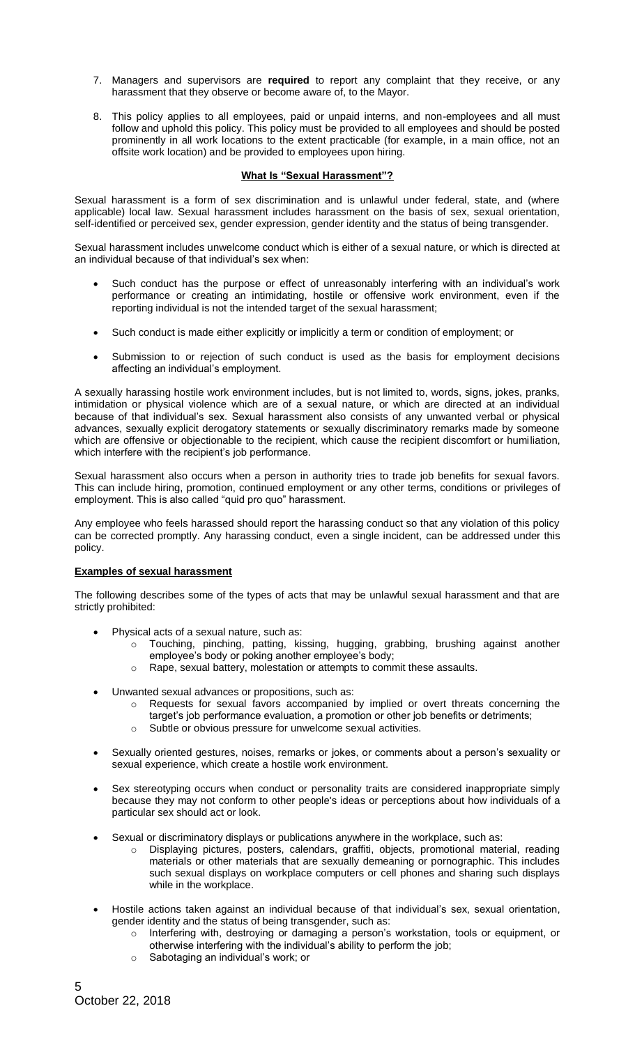7. Managers and supervisors are **required** to report any complaint that they receive, or any harassment that they observe or become aware of, to the Mayor.

8. This policy applies to all employees, paid or unpaid interns, and non-employees and all must follow and uphold this policy. This policy must be provided to all employees and should be posted prominently in all work locations to the extent practicable (for example, in a main office, not an offsite work location) and be provided to employees upon hiring.

## What Is "Sexual Harassment"?

Sexual harassment is a form of sex discrimination and is unlawful under federal, state, and (where applicable) local law. Sexual harassment includes harassment on the basis of sex, sexual orientation, self-identified or perceived sex, gender expression, gender identity and the status of being transgender.

Sexual harassment includes unwelcome conduct which is either of a sexual nature, or which is directed at an individual because of that individual's sex when:

- Such conduct has the purpose or effect of unreasonably interfering with an individual's work performance or creating an intimidating, hostile or offensive work environment, even if the reporting individual is not the intended target of the sexual harassment;
- Such conduct is made either explicitly or implicitly a term or condition of employment; or
- Submission to or rejection of such conduct is used as the basis for employment decisions affecting an individual's employment.

A sexually harassing hostile work environment includes, but is not limited to, words, signs, jokes, pranks, intimidation or physical violence which are of a sexual nature, or which are directed at an individual because of that individual's sex. Sexual harassment also consists of any unwanted verbal or physical advances, sexually explicit derogatory statements or sexually discriminatory remarks made by someone which are offensive or objectionable to the recipient, which cause the recipient discomfort or humiliation, which interfere with the recipient's job performance.

Sexual harassment also occurs when a person in authority tries to trade job benefits for sexual favors. This can include hiring, promotion, continued employment or any other terms, conditions or privileges of employment. This is also called "quid pro quo" harassment.

Any employee who feels harassed should report the harassing conduct so that any violation of this policy can be corrected promptly. Any harassing conduct, even a single incident, can be addressed under this policy.

### Examples of sexual harassment

The following describes some of the types of acts that may be unlawful sexual harassment and that are strictly prohibited:

- Physical acts of a sexual nature, such as:
  - Touching, pinching, patting, kissing, hugging, grabbing, brushing against another employee's body or poking another employee's body;
  - Rape, sexual battery, molestation or attempts to commit these assaults.
- Unwanted sexual advances or propositions, such as:
  - Requests for sexual favors accompanied by implied or overt threats concerning the target's job performance evaluation, a promotion or other job benefits or detriments;
  - Subtle or obvious pressure for unwelcome sexual activities.
- Sexually oriented gestures, noises, remarks or jokes, or comments about a person's sexuality or sexual experience, which create a hostile work environment.
- Sex stereotyping occurs when conduct or personality traits are considered inappropriate simply because they may not conform to other people's ideas or perceptions about how individuals of a particular sex should act or look.
- Sexual or discriminatory displays or publications anywhere in the workplace, such as:
  - Displaying pictures, posters, calendars, graffiti, objects, promotional material, reading materials or other materials that are sexually demeaning or pornographic. This includes such sexual displays on workplace computers or cell phones and sharing such displays while in the workplace.
- Hostile actions taken against an individual because of that individual's sex, sexual orientation, gender identity and the status of being transgender, such as:
  - Interfering with, destroying or damaging a person's workstation, tools or equipment, or otherwise interfering with the individual's ability to perform the job;
  - Sabotaging an individual's work; or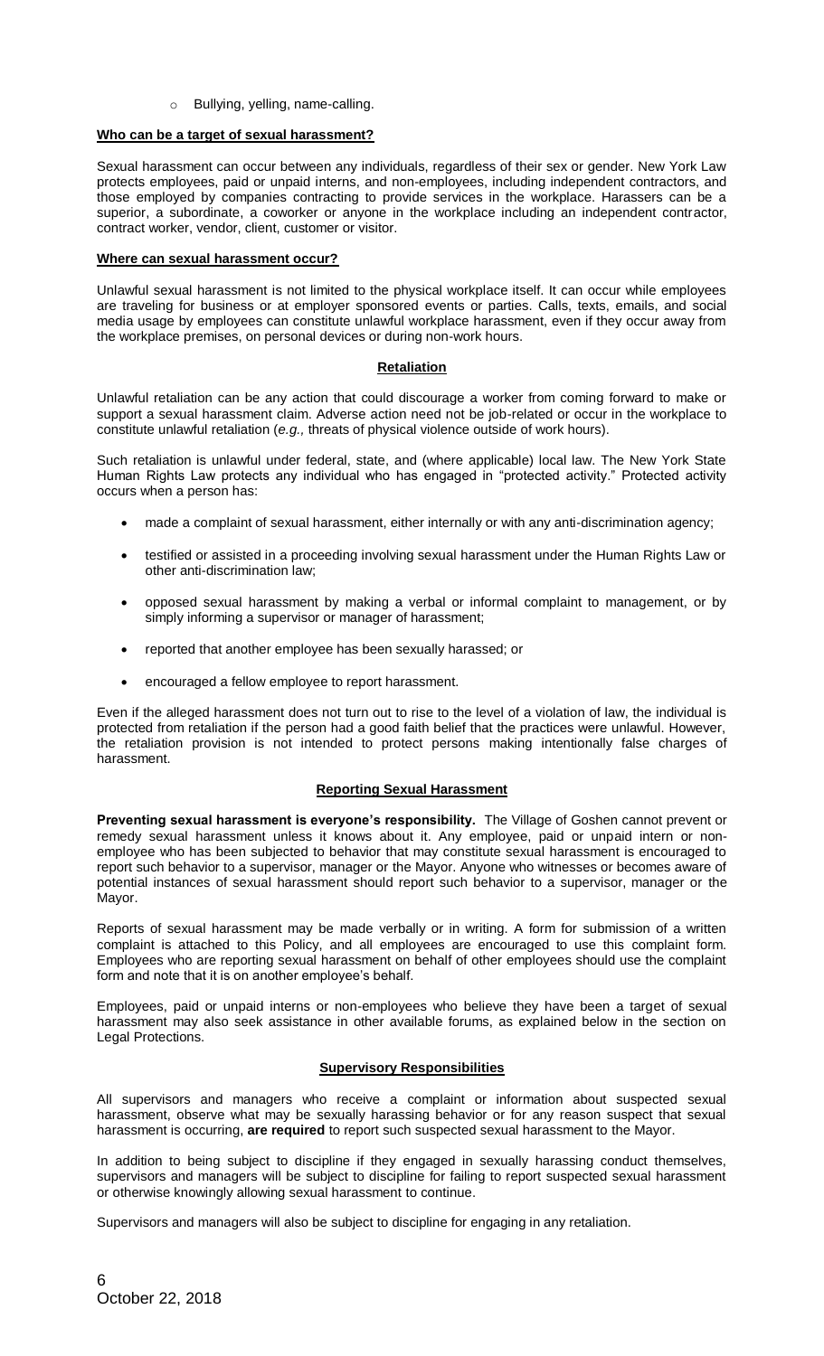- Bullying, yelling, name-calling.

**Who can be a target of sexual harassment?**

Sexual harassment can occur between any individuals, regardless of their sex or gender. New York Law protects employees, paid or unpaid interns, and non-employees, including independent contractors, and those employed by companies contracting to provide services in the workplace. Harassers can be a superior, a subordinate, a coworker or anyone in the workplace including an independent contractor, contract worker, vendor, client, customer or visitor.

**Where can sexual harassment occur?**

Unlawful sexual harassment is not limited to the physical workplace itself. It can occur while employees are traveling for business or at employer sponsored events or parties. Calls, texts, emails, and social media usage by employees can constitute unlawful workplace harassment, even if they occur away from the workplace premises, on personal devices or during non-work hours.

## Retaliation

Unlawful retaliation can be any action that could discourage a worker from coming forward to make or support a sexual harassment claim. Adverse action need not be job-related or occur in the workplace to constitute unlawful retaliation (*e.g.,* threats of physical violence outside of work hours).

Such retaliation is unlawful under federal, state, and (where applicable) local law. The New York State Human Rights Law protects any individual who has engaged in "protected activity." Protected activity occurs when a person has:

- made a complaint of sexual harassment, either internally or with any anti-discrimination agency;
- testified or assisted in a proceeding involving sexual harassment under the Human Rights Law or other anti-discrimination law;
- opposed sexual harassment by making a verbal or informal complaint to management, or by simply informing a supervisor or manager of harassment;
- reported that another employee has been sexually harassed; or
- encouraged a fellow employee to report harassment.

Even if the alleged harassment does not turn out to rise to the level of a violation of law, the individual is protected from retaliation if the person had a good faith belief that the practices were unlawful. However, the retaliation provision is not intended to protect persons making intentionally false charges of harassment.

## Reporting Sexual Harassment

**Preventing sexual harassment is everyone's responsibility.** The Village of Goshen cannot prevent or remedy sexual harassment unless it knows about it. Any employee, paid or unpaid intern or non-employee who has been subjected to behavior that may constitute sexual harassment is encouraged to report such behavior to a supervisor, manager or the Mayor. Anyone who witnesses or becomes aware of potential instances of sexual harassment should report such behavior to a supervisor, manager or the Mayor.

Reports of sexual harassment may be made verbally or in writing. A form for submission of a written complaint is attached to this Policy, and all employees are encouraged to use this complaint form. Employees who are reporting sexual harassment on behalf of other employees should use the complaint form and note that it is on another employee's behalf.

Employees, paid or unpaid interns or non-employees who believe they have been a target of sexual harassment may also seek assistance in other available forums, as explained below in the section on Legal Protections.

## Supervisory Responsibilities

All supervisors and managers who receive a complaint or information about suspected sexual harassment, observe what may be sexually harassing behavior or for any reason suspect that sexual harassment is occurring, **are required** to report such suspected sexual harassment to the Mayor.

In addition to being subject to discipline if they engaged in sexually harassing conduct themselves, supervisors and managers will be subject to discipline for failing to report suspected sexual harassment or otherwise knowingly allowing sexual harassment to continue.

Supervisors and managers will also be subject to discipline for engaging in any retaliation.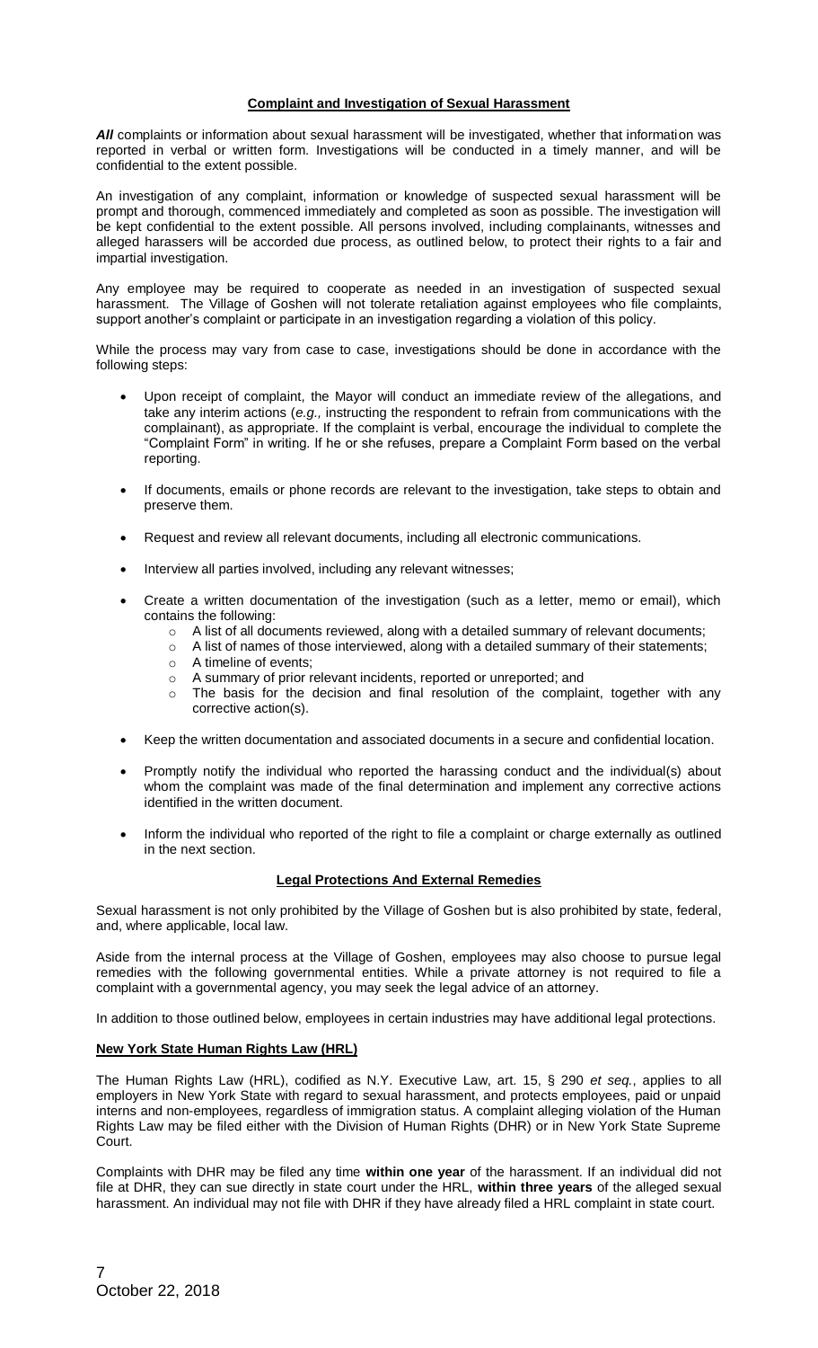## Complaint and Investigation of Sexual Harassment

***All*** complaints or information about sexual harassment will be investigated, whether that information was reported in verbal or written form. Investigations will be conducted in a timely manner, and will be confidential to the extent possible.

An investigation of any complaint, information or knowledge of suspected sexual harassment will be prompt and thorough, commenced immediately and completed as soon as possible. The investigation will be kept confidential to the extent possible. All persons involved, including complainants, witnesses and alleged harassers will be accorded due process, as outlined below, to protect their rights to a fair and impartial investigation.

Any employee may be required to cooperate as needed in an investigation of suspected sexual harassment. The Village of Goshen will not tolerate retaliation against employees who file complaints, support another's complaint or participate in an investigation regarding a violation of this policy.

While the process may vary from case to case, investigations should be done in accordance with the following steps:

- Upon receipt of complaint, the Mayor will conduct an immediate review of the allegations, and take any interim actions (*e.g.,* instructing the respondent to refrain from communications with the complainant), as appropriate. If the complaint is verbal, encourage the individual to complete the "Complaint Form" in writing. If he or she refuses, prepare a Complaint Form based on the verbal reporting.
- If documents, emails or phone records are relevant to the investigation, take steps to obtain and preserve them.
- Request and review all relevant documents, including all electronic communications.
- Interview all parties involved, including any relevant witnesses;
- Create a written documentation of the investigation (such as a letter, memo or email), which contains the following:
  - A list of all documents reviewed, along with a detailed summary of relevant documents;
  - A list of names of those interviewed, along with a detailed summary of their statements;
  - A timeline of events;
  - A summary of prior relevant incidents, reported or unreported; and
  - The basis for the decision and final resolution of the complaint, together with any corrective action(s).
- Keep the written documentation and associated documents in a secure and confidential location.
- Promptly notify the individual who reported the harassing conduct and the individual(s) about whom the complaint was made of the final determination and implement any corrective actions identified in the written document.
- Inform the individual who reported of the right to file a complaint or charge externally as outlined in the next section.

## Legal Protections And External Remedies

Sexual harassment is not only prohibited by the Village of Goshen but is also prohibited by state, federal, and, where applicable, local law.

Aside from the internal process at the Village of Goshen, employees may also choose to pursue legal remedies with the following governmental entities. While a private attorney is not required to file a complaint with a governmental agency, you may seek the legal advice of an attorney.

In addition to those outlined below, employees in certain industries may have additional legal protections.

### New York State Human Rights Law (HRL)

The Human Rights Law (HRL), codified as N.Y. Executive Law, art. 15, § 290 *et seq.*, applies to all employers in New York State with regard to sexual harassment, and protects employees, paid or unpaid interns and non-employees, regardless of immigration status. A complaint alleging violation of the Human Rights Law may be filed either with the Division of Human Rights (DHR) or in New York State Supreme Court.

Complaints with DHR may be filed any time **within one year** of the harassment. If an individual did not file at DHR, they can sue directly in state court under the HRL, **within three years** of the alleged sexual harassment. An individual may not file with DHR if they have already filed a HRL complaint in state court.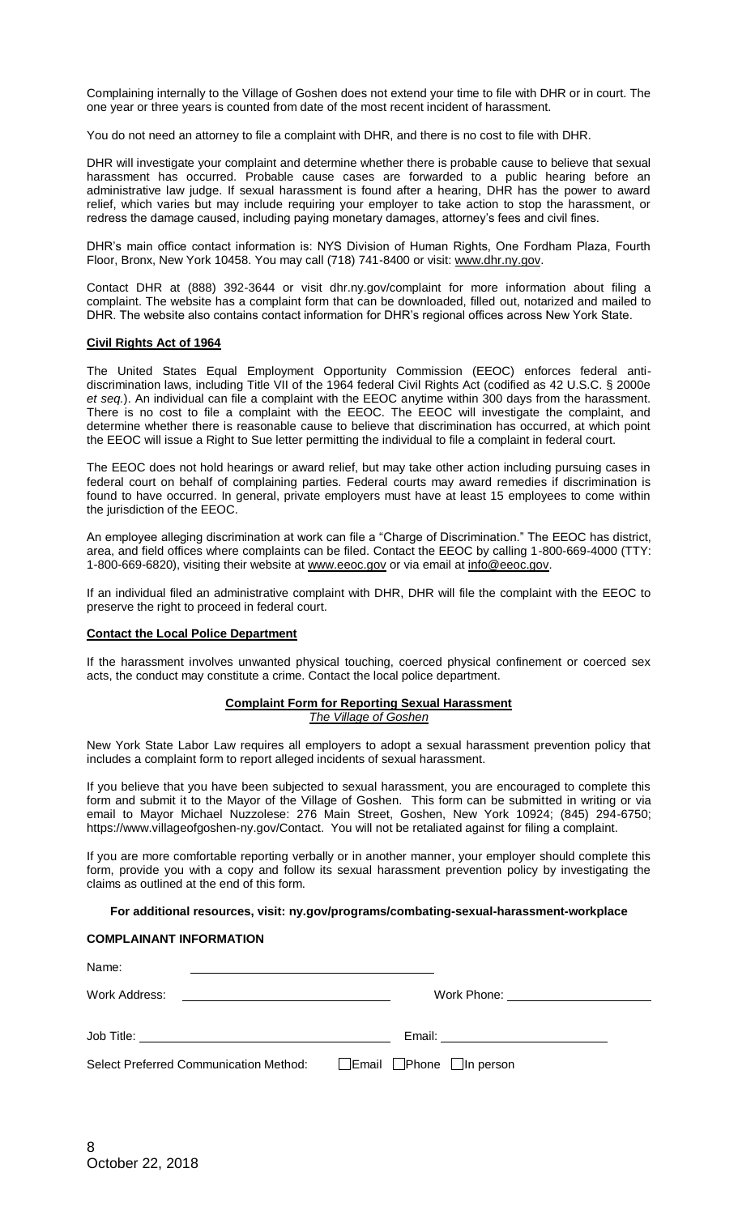Complaining internally to the Village of Goshen does not extend your time to file with DHR or in court. The one year or three years is counted from date of the most recent incident of harassment.

You do not need an attorney to file a complaint with DHR, and there is no cost to file with DHR.

DHR will investigate your complaint and determine whether there is probable cause to believe that sexual harassment has occurred. Probable cause cases are forwarded to a public hearing before an administrative law judge. If sexual harassment is found after a hearing, DHR has the power to award relief, which varies but may include requiring your employer to take action to stop the harassment, or redress the damage caused, including paying monetary damages, attorney's fees and civil fines.

DHR's main office contact information is: NYS Division of Human Rights, One Fordham Plaza, Fourth Floor, Bronx, New York 10458. You may call (718) 741-8400 or visit: www.dhr.ny.gov.

Contact DHR at (888) 392-3644 or visit dhr.ny.gov/complaint for more information about filing a complaint. The website has a complaint form that can be downloaded, filled out, notarized and mailed to DHR. The website also contains contact information for DHR's regional offices across New York State.

**Civil Rights Act of 1964**

The United States Equal Employment Opportunity Commission (EEOC) enforces federal anti-discrimination laws, including Title VII of the 1964 federal Civil Rights Act (codified as 42 U.S.C. § 2000e *et seq.*). An individual can file a complaint with the EEOC anytime within 300 days from the harassment. There is no cost to file a complaint with the EEOC. The EEOC will investigate the complaint, and determine whether there is reasonable cause to believe that discrimination has occurred, at which point the EEOC will issue a Right to Sue letter permitting the individual to file a complaint in federal court.

The EEOC does not hold hearings or award relief, but may take other action including pursuing cases in federal court on behalf of complaining parties. Federal courts may award remedies if discrimination is found to have occurred. In general, private employers must have at least 15 employees to come within the jurisdiction of the EEOC.

An employee alleging discrimination at work can file a "Charge of Discrimination." The EEOC has district, area, and field offices where complaints can be filed. Contact the EEOC by calling 1-800-669-4000 (TTY: 1-800-669-6820), visiting their website at www.eeoc.gov or via email at info@eeoc.gov.

If an individual filed an administrative complaint with DHR, DHR will file the complaint with the EEOC to preserve the right to proceed in federal court.

**Contact the Local Police Department**

If the harassment involves unwanted physical touching, coerced physical confinement or coerced sex acts, the conduct may constitute a crime. Contact the local police department.

**Complaint Form for Reporting Sexual Harassment**
*The Village of Goshen*

New York State Labor Law requires all employers to adopt a sexual harassment prevention policy that includes a complaint form to report alleged incidents of sexual harassment.

If you believe that you have been subjected to sexual harassment, you are encouraged to complete this form and submit it to the Mayor of the Village of Goshen. This form can be submitted in writing or via email to Mayor Michael Nuzzolese: 276 Main Street, Goshen, New York 10924; (845) 294-6750; https://www.villageofgoshen-ny.gov/Contact. You will not be retaliated against for filing a complaint.

If you are more comfortable reporting verbally or in another manner, your employer should complete this form, provide you with a copy and follow its sexual harassment prevention policy by investigating the claims as outlined at the end of this form.

**For additional resources, visit: ny.gov/programs/combating-sexual-harassment-workplace**

**COMPLAINANT INFORMATION**

Name: ______________________________

Work Address: ______________________________ Work Phone: ______________________

Job Title: ______________________________ Email: ______________________

Select Preferred Communication Method: ☐ Email ☐ Phone ☐ In person

October 22, 2018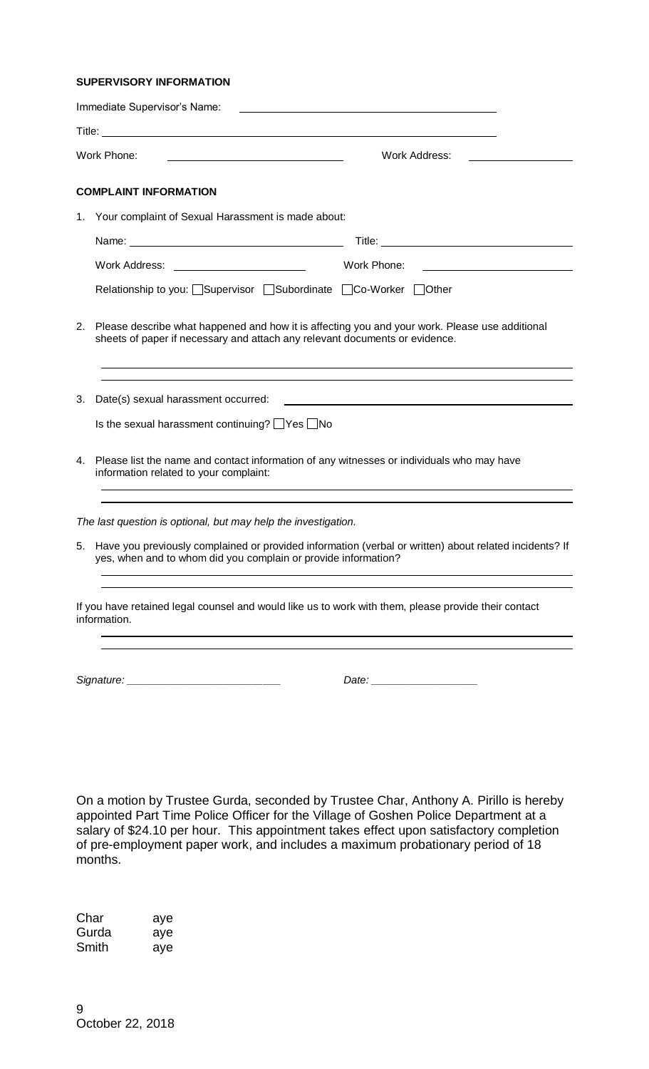**SUPERVISORY INFORMATION**

Immediate Supervisor's Name: ______________________________

Title: ______________________________

Work Phone: ______________________ Work Address: ______________

**COMPLAINT INFORMATION**

1. Your complaint of Sexual Harassment is made about:

   Name: ______________________ Title: ______________________

   Work Address: ______________ Work Phone: ______________

   Relationship to you: ☐Supervisor ☐Subordinate ☐Co-Worker ☐Other

2. Please describe what happened and how it is affecting you and your work. Please use additional sheets of paper if necessary and attach any relevant documents or evidence.

   ______________________________

   ______________________________

3. Date(s) sexual harassment occurred: ______________________________

   Is the sexual harassment continuing? ☐Yes ☐No

4. Please list the name and contact information of any witnesses or individuals who may have information related to your complaint:

   ______________________________

   ______________________________

*The last question is optional, but may help the investigation.*

5. Have you previously complained or provided information (verbal or written) about related incidents? If yes, when and to whom did you complain or provide information?

   ______________________________

   ______________________________

If you have retained legal counsel and would like us to work with them, please provide their contact information.

______________________________

______________________________

*Signature: \_\_\_\_\_\_\_\_\_\_\_\_\_\_\_\_\_\_\_\_\_\_\_\_\_\_* *Date: \_\_\_\_\_\_\_\_\_\_\_\_\_\_\_\_\_\_*

On a motion by Trustee Gurda, seconded by Trustee Char, Anthony A. Pirillo is hereby appointed Part Time Police Officer for the Village of Goshen Police Department at a salary of $24.10 per hour. This appointment takes effect upon satisfactory completion of pre-employment paper work, and includes a maximum probationary period of 18 months.

| | |
|---|---|
| Char | aye |
| Gurda | aye |
| Smith | aye |

October 22, 2018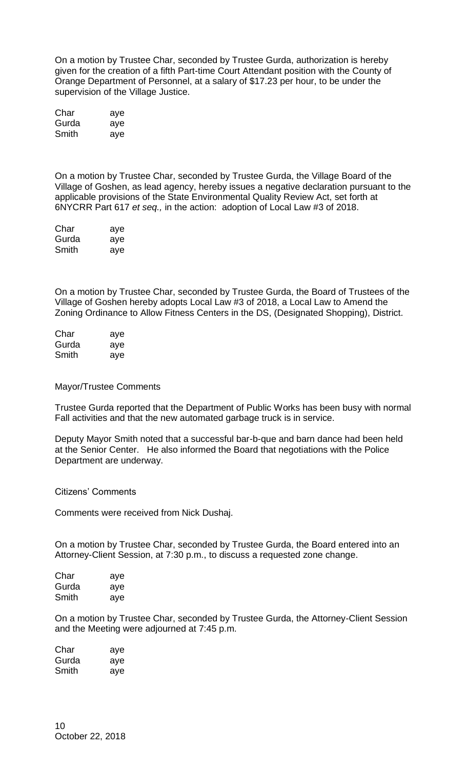On a motion by Trustee Char, seconded by Trustee Gurda, authorization is hereby given for the creation of a fifth Part-time Court Attendant position with the County of Orange Department of Personnel, at a salary of $17.23 per hour, to be under the supervision of the Village Justice.

| | |
|---|---|
| Char | aye |
| Gurda | aye |
| Smith | aye |

On a motion by Trustee Char, seconded by Trustee Gurda, the Village Board of the Village of Goshen, as lead agency, hereby issues a negative declaration pursuant to the applicable provisions of the State Environmental Quality Review Act, set forth at 6NYCRR Part 617 *et seq.,* in the action: adoption of Local Law #3 of 2018.

| | |
|---|---|
| Char | aye |
| Gurda | aye |
| Smith | aye |

On a motion by Trustee Char, seconded by Trustee Gurda, the Board of Trustees of the Village of Goshen hereby adopts Local Law #3 of 2018, a Local Law to Amend the Zoning Ordinance to Allow Fitness Centers in the DS, (Designated Shopping), District.

| | |
|---|---|
| Char | aye |
| Gurda | aye |
| Smith | aye |

Mayor/Trustee Comments

Trustee Gurda reported that the Department of Public Works has been busy with normal Fall activities and that the new automated garbage truck is in service.

Deputy Mayor Smith noted that a successful bar-b-que and barn dance had been held at the Senior Center. He also informed the Board that negotiations with the Police Department are underway.

Citizens' Comments

Comments were received from Nick Dushaj.

On a motion by Trustee Char, seconded by Trustee Gurda, the Board entered into an Attorney-Client Session, at 7:30 p.m., to discuss a requested zone change.

| | |
|---|---|
| Char | aye |
| Gurda | aye |
| Smith | aye |

On a motion by Trustee Char, seconded by Trustee Gurda, the Attorney-Client Session and the Meeting were adjourned at 7:45 p.m.

| | |
|---|---|
| Char | aye |
| Gurda | aye |
| Smith | aye |

October 22, 2018